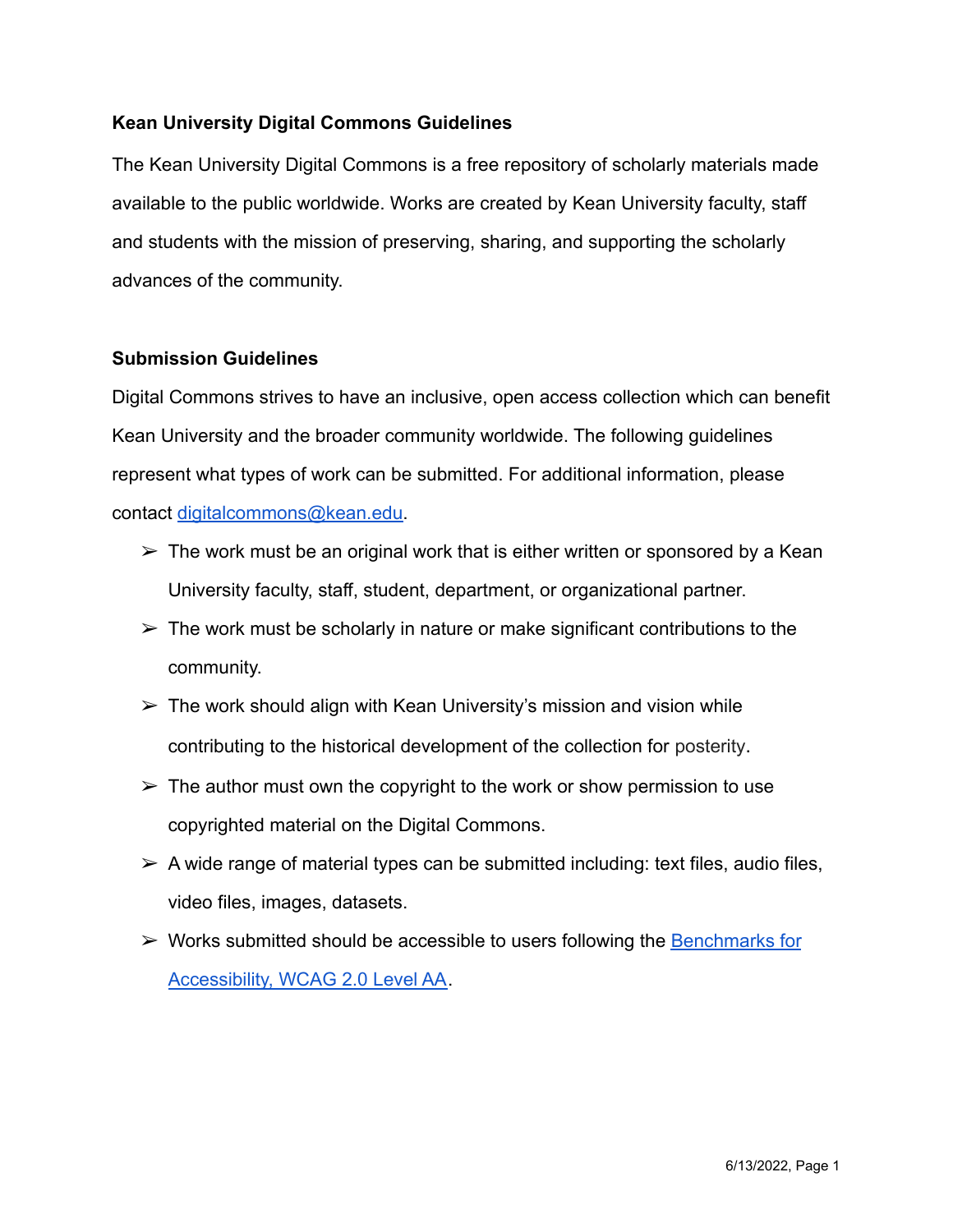**Kean University Digital Commons Guidelines**

The Kean University Digital Commons is a free repository of scholarly materials made available to the public worldwide. Works are created by Kean University faculty, staff and students with the mission of preserving, sharing, and supporting the scholarly advances of the community.

**Submission Guidelines**

Digital Commons strives to have an inclusive, open access collection which can benefit Kean University and the broader community worldwide. The following guidelines represent what types of work can be submitted. For additional information, please contact digitalcommons@kean.edu.

- The work must be an original work that is either written or sponsored by a Kean University faculty, staff, student, department, or organizational partner.
- The work must be scholarly in nature or make significant contributions to the community.
- The work should align with Kean University's mission and vision while contributing to the historical development of the collection for posterity.
- The author must own the copyright to the work or show permission to use copyrighted material on the Digital Commons.
- A wide range of material types can be submitted including: text files, audio files, video files, images, datasets.
- Works submitted should be accessible to users following the Benchmarks for Accessibility, WCAG 2.0 Level AA.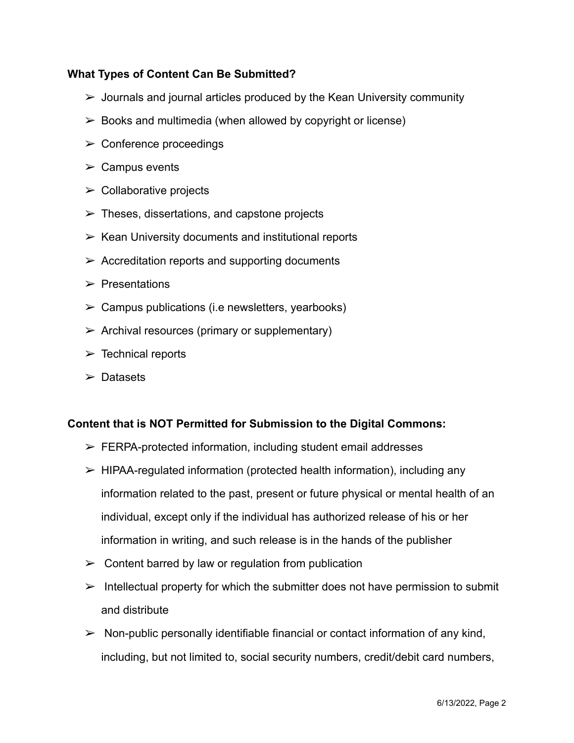**What Types of Content Can Be Submitted?**

- Journals and journal articles produced by the Kean University community
- Books and multimedia (when allowed by copyright or license)
- Conference proceedings
- Campus events
- Collaborative projects
- Theses, dissertations, and capstone projects
- Kean University documents and institutional reports
- Accreditation reports and supporting documents
- Presentations
- Campus publications (i.e newsletters, yearbooks)
- Archival resources (primary or supplementary)
- Technical reports
- Datasets

**Content that is NOT Permitted for Submission to the Digital Commons:**

- FERPA-protected information, including student email addresses
- HIPAA-regulated information (protected health information), including any information related to the past, present or future physical or mental health of an individual, except only if the individual has authorized release of his or her information in writing, and such release is in the hands of the publisher
- Content barred by law or regulation from publication
- Intellectual property for which the submitter does not have permission to submit and distribute
- Non-public personally identifiable financial or contact information of any kind, including, but not limited to, social security numbers, credit/debit card numbers,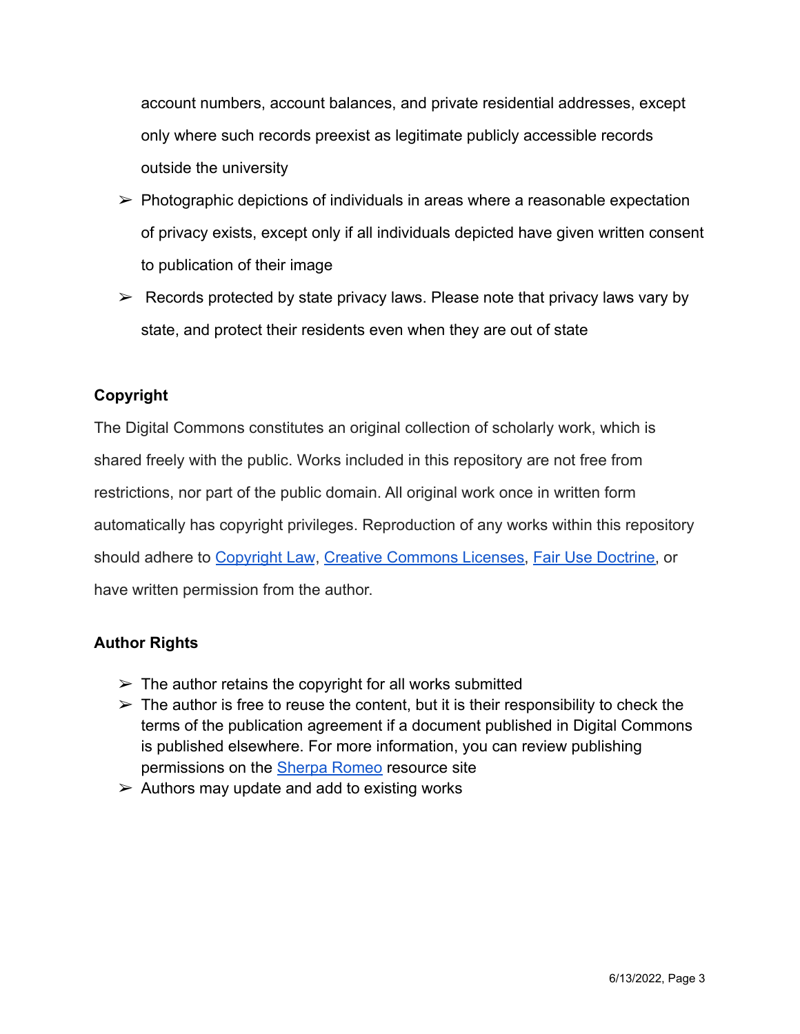account numbers, account balances, and private residential addresses, except only where such records preexist as legitimate publicly accessible records outside the university

- Photographic depictions of individuals in areas where a reasonable expectation of privacy exists, except only if all individuals depicted have given written consent to publication of their image
- Records protected by state privacy laws. Please note that privacy laws vary by state, and protect their residents even when they are out of state

**Copyright**

The Digital Commons constitutes an original collection of scholarly work, which is shared freely with the public. Works included in this repository are not free from restrictions, nor part of the public domain. All original work once in written form automatically has copyright privileges. Reproduction of any works within this repository should adhere to Copyright Law, Creative Commons Licenses, Fair Use Doctrine, or have written permission from the author.

**Author Rights**

- The author retains the copyright for all works submitted
- The author is free to reuse the content, but it is their responsibility to check the terms of the publication agreement if a document published in Digital Commons is published elsewhere. For more information, you can review publishing permissions on the Sherpa Romeo resource site
- Authors may update and add to existing works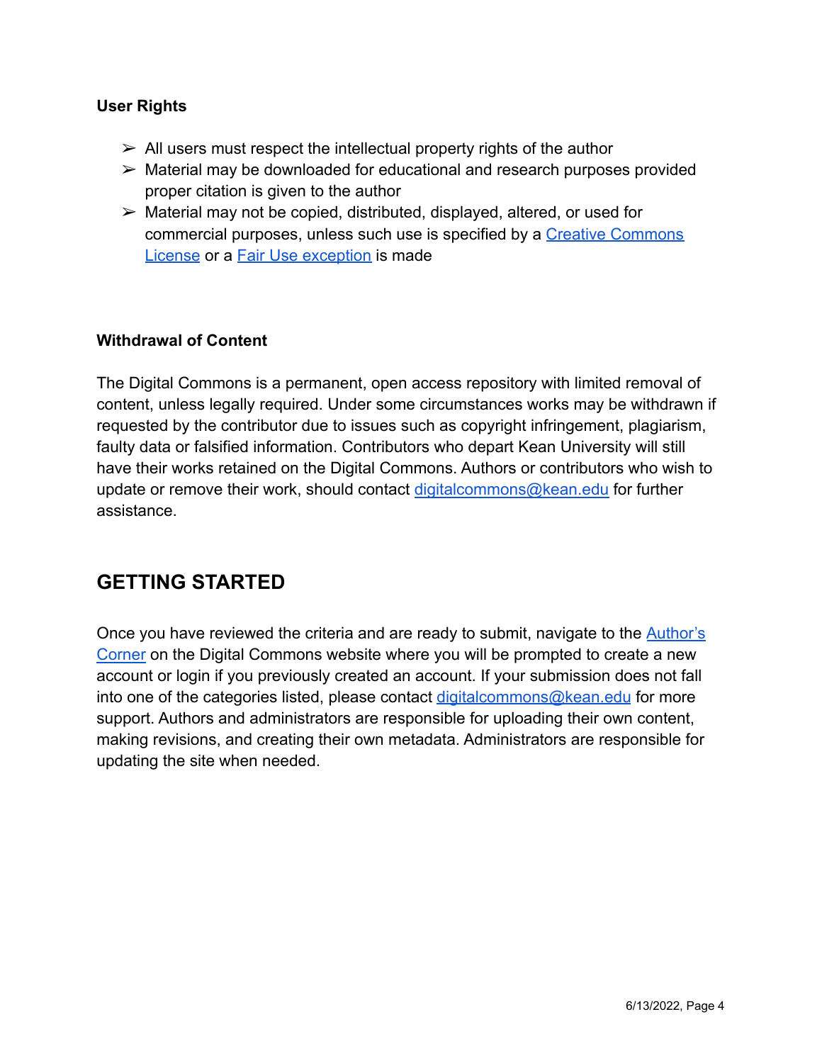### User Rights

- All users must respect the intellectual property rights of the author
- Material may be downloaded for educational and research purposes provided proper citation is given to the author
- Material may not be copied, distributed, displayed, altered, or used for commercial purposes, unless such use is specified by a Creative Commons License or a Fair Use exception is made

### Withdrawal of Content

The Digital Commons is a permanent, open access repository with limited removal of content, unless legally required. Under some circumstances works may be withdrawn if requested by the contributor due to issues such as copyright infringement, plagiarism, faulty data or falsified information. Contributors who depart Kean University will still have their works retained on the Digital Commons. Authors or contributors who wish to update or remove their work, should contact digitalcommons@kean.edu for further assistance.

## GETTING STARTED

Once you have reviewed the criteria and are ready to submit, navigate to the Author's Corner on the Digital Commons website where you will be prompted to create a new account or login if you previously created an account. If your submission does not fall into one of the categories listed, please contact digitalcommons@kean.edu for more support. Authors and administrators are responsible for uploading their own content, making revisions, and creating their own metadata. Administrators are responsible for updating the site when needed.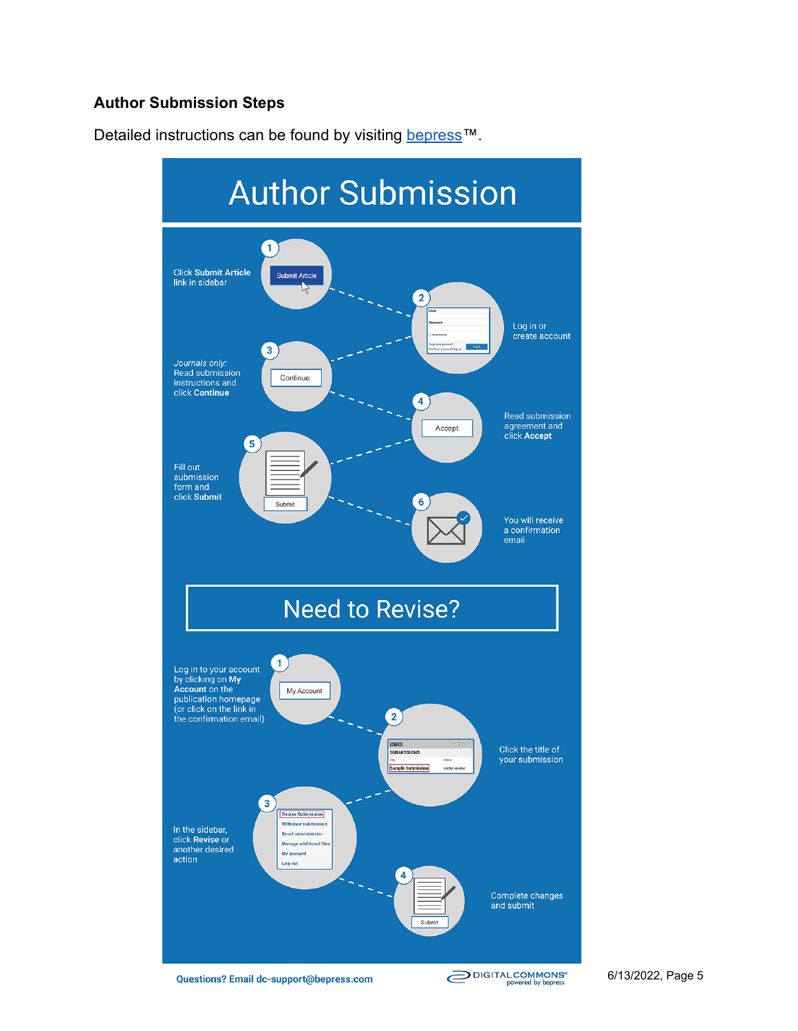### Author Submission Steps

Detailed instructions can be found by visiting bepress™.

# Author Submission

1. Click **Submit Article** link in sidebar
2. Log in or create account
3. *Journals only:* Read submission instructions and click **Continue**
4. Read submission agreement and click **Accept**
5. Fill out submission form and click **Submit**
6. You will receive a confirmation email

## Need to Revise?

1. Log in to your account by clicking on **My Account** on the publication homepage (or click on the link in the confirmation email)
2. Click the title of your submission
3. In the sidebar, click **Revise** or another desired action
4. Complete changes and submit

**Questions? Email dc-support@bepress.com**

DIGITAL COMMONS powered by bepress

6/13/2022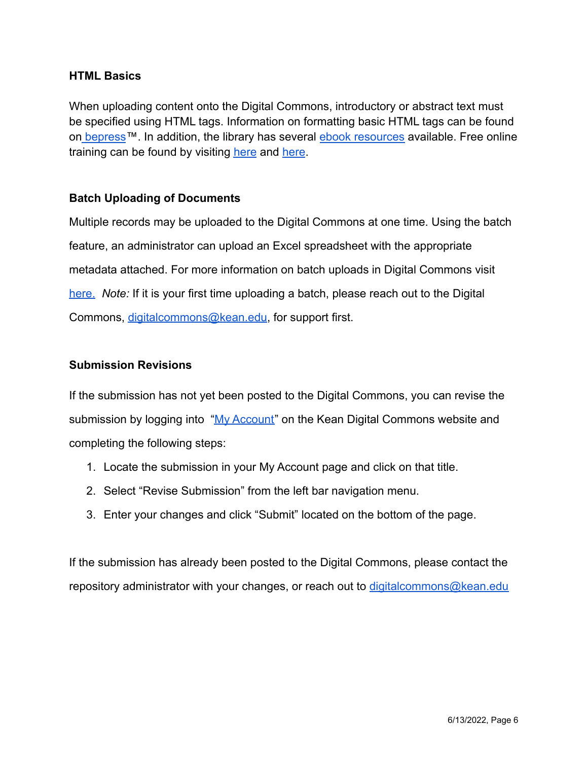**HTML Basics**

When uploading content onto the Digital Commons, introductory or abstract text must be specified using HTML tags. Information on formatting basic HTML tags can be found on bepress™. In addition, the library has several ebook resources available. Free online training can be found by visiting here and here.

**Batch Uploading of Documents**

Multiple records may be uploaded to the Digital Commons at one time. Using the batch feature, an administrator can upload an Excel spreadsheet with the appropriate metadata attached. For more information on batch uploads in Digital Commons visit here. *Note:* If it is your first time uploading a batch, please reach out to the Digital Commons, digitalcommons@kean.edu, for support first.

**Submission Revisions**

If the submission has not yet been posted to the Digital Commons, you can revise the submission by logging into "My Account" on the Kean Digital Commons website and completing the following steps:

1. Locate the submission in your My Account page and click on that title.
2. Select "Revise Submission" from the left bar navigation menu.
3. Enter your changes and click "Submit" located on the bottom of the page.

If the submission has already been posted to the Digital Commons, please contact the repository administrator with your changes, or reach out to digitalcommons@kean.edu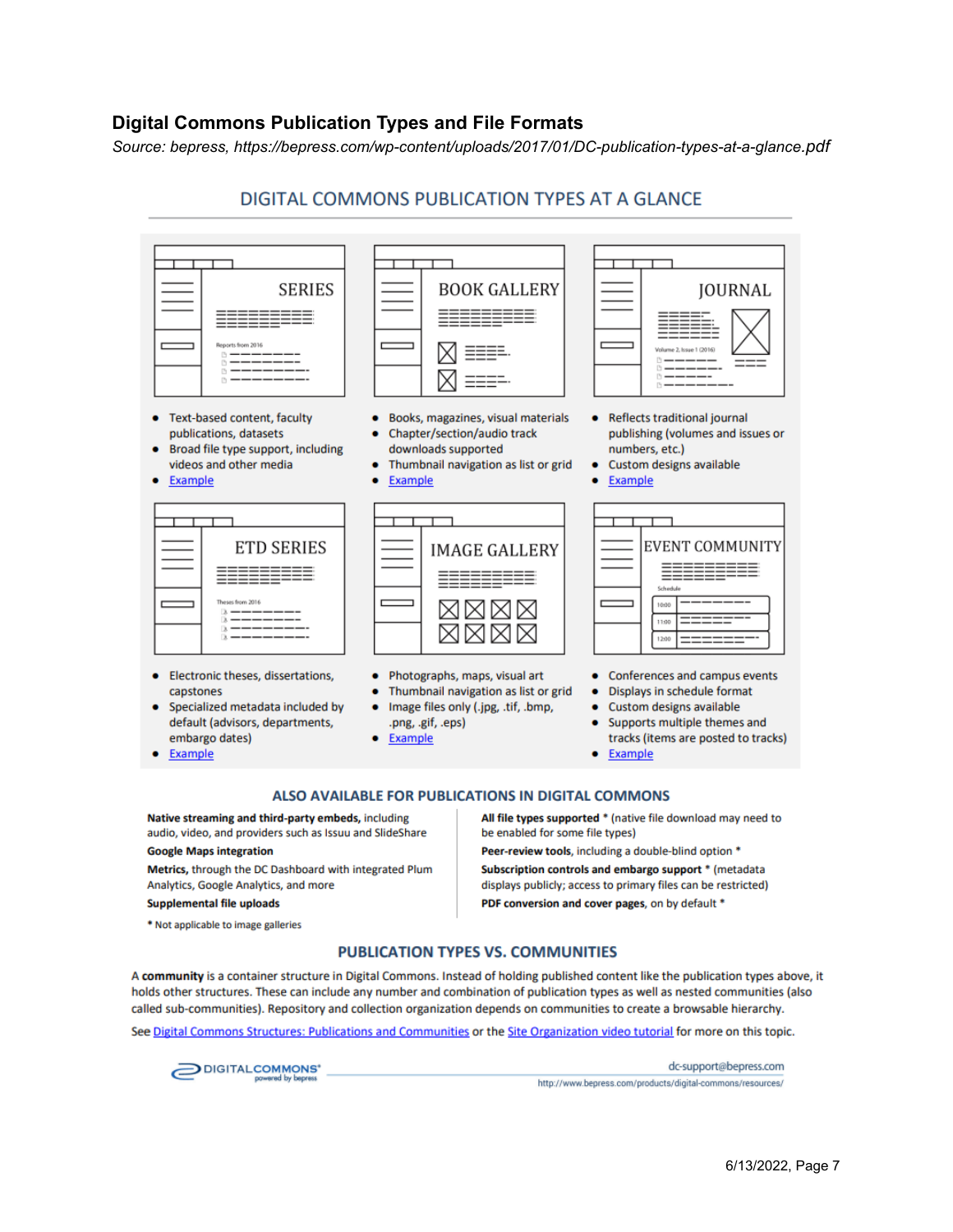### Digital Commons Publication Types and File Formats

*Source: bepress, https://bepress.com/wp-content/uploads/2017/01/DC-publication-types-at-a-glance.pdf*

## DIGITAL COMMONS PUBLICATION TYPES AT A GLANCE

**SERIES**

- Text-based content, faculty publications, datasets
- Broad file type support, including videos and other media
- Example

**BOOK GALLERY**

- Books, magazines, visual materials
- Chapter/section/audio track downloads supported
- Thumbnail navigation as list or grid
- Example

**JOURNAL**

- Reflects traditional journal publishing (volumes and issues or numbers, etc.)
- Custom designs available
- Example

**ETD SERIES**

- Electronic theses, dissertations, capstones
- Specialized metadata included by default (advisors, departments, embargo dates)
- Example

**IMAGE GALLERY**

- Photographs, maps, visual art
- Thumbnail navigation as list or grid
- Image files only (.jpg, .tif, .bmp, .png, .gif, .eps)
- Example

**EVENT COMMUNITY**

- Conferences and campus events
- Displays in schedule format
- Custom designs available
- Supports multiple themes and tracks (items are posted to tracks)
- Example

### ALSO AVAILABLE FOR PUBLICATIONS IN DIGITAL COMMONS

**Native streaming and third-party embeds,** including audio, video, and providers such as Issuu and SlideShare

**Google Maps integration**

**Metrics,** through the DC Dashboard with integrated Plum Analytics, Google Analytics, and more

**Supplemental file uploads**

**All file types supported** * (native file download may need to be enabled for some file types)

**Peer-review tools,** including a double-blind option *

**Subscription controls and embargo support** * (metadata displays publicly; access to primary files can be restricted)

**PDF conversion and cover pages,** on by default *

* Not applicable to image galleries

### PUBLICATION TYPES VS. COMMUNITIES

A **community** is a container structure in Digital Commons. Instead of holding published content like the publication types above, it holds other structures. These can include any number and combination of publication types as well as nested communities (also called sub-communities). Repository and collection organization depends on communities to create a browsable hierarchy.

See Digital Commons Structures: Publications and Communities or the Site Organization video tutorial for more on this topic.

DIGITAL COMMONS powered by bepress

dc-support@bepress.com

http://www.bepress.com/products/digital-commons/resources/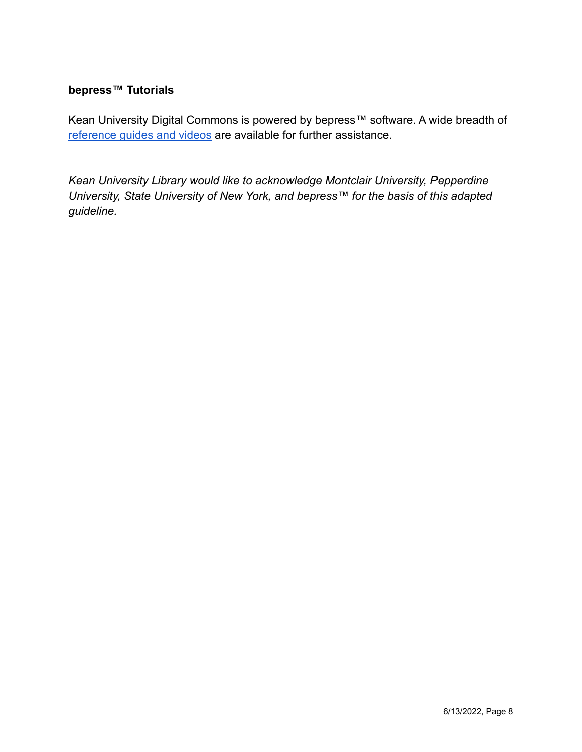**bepress™ Tutorials**

Kean University Digital Commons is powered by bepress™ software. A wide breadth of reference guides and videos are available for further assistance.

*Kean University Library would like to acknowledge Montclair University, Pepperdine University, State University of New York, and bepress™ for the basis of this adapted guideline.*